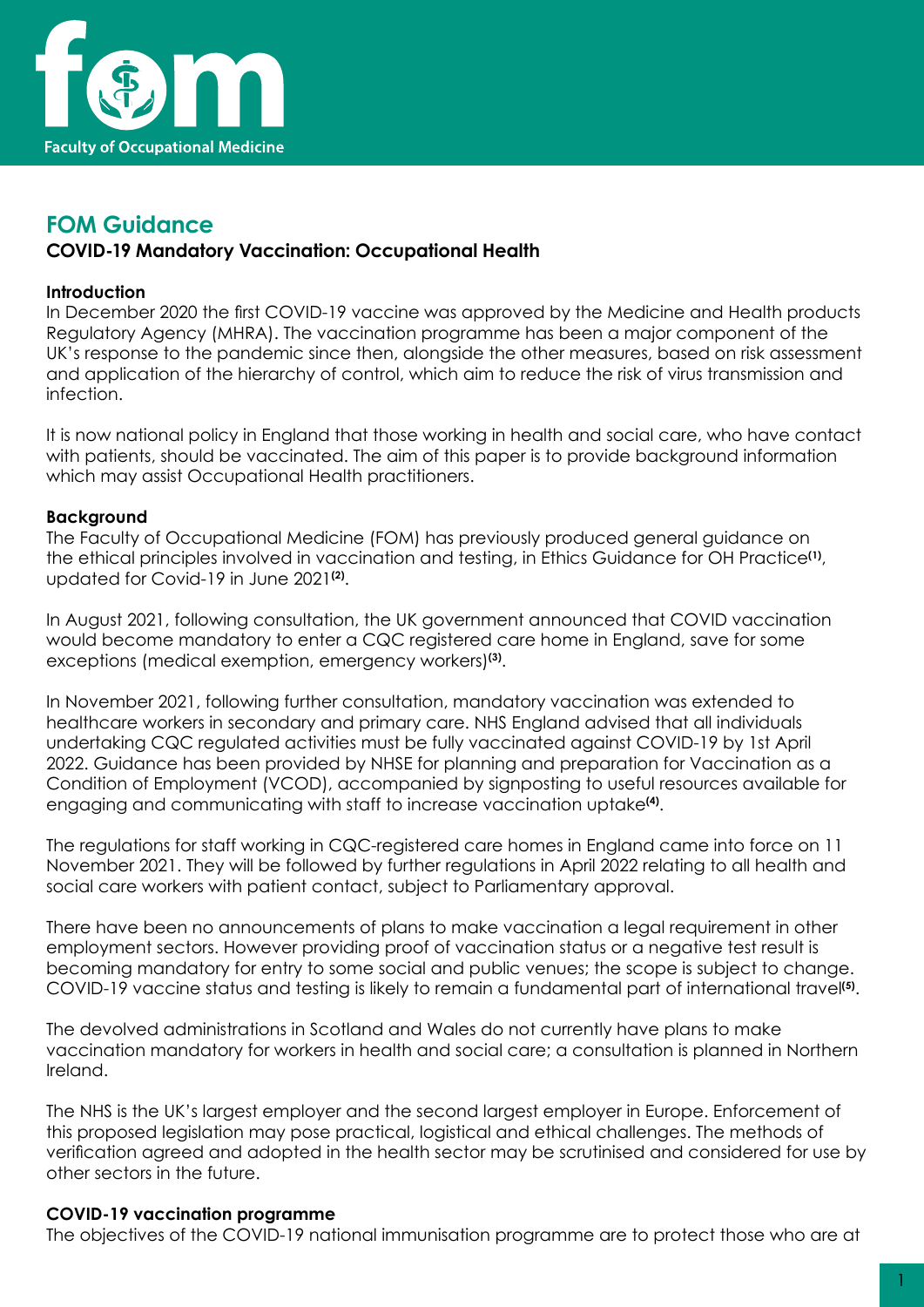Faculty of Occupational Medicine

# FOM Guidance

## COVID-19 Mandatory Vaccination: Occupational Health

### Introduction

In December 2020 the first COVID-19 vaccine was approved by the Medicine and Health products Regulatory Agency (MHRA). The vaccination programme has been a major component of the UK's response to the pandemic since then, alongside the other measures, based on risk assessment and application of the hierarchy of control, which aim to reduce the risk of virus transmission and infection.

It is now national policy in England that those working in health and social care, who have contact with patients, should be vaccinated. The aim of this paper is to provide background information which may assist Occupational Health practitioners.

### Background

The Faculty of Occupational Medicine (FOM) has previously produced general guidance on the ethical principles involved in vaccination and testing, in Ethics Guidance for OH Practice[1], updated for Covid-19 in June 2021[2].

In August 2021, following consultation, the UK government announced that COVID vaccination would become mandatory to enter a CQC registered care home in England, save for some exceptions (medical exemption, emergency workers)[3].

In November 2021, following further consultation, mandatory vaccination was extended to healthcare workers in secondary and primary care. NHS England advised that all individuals undertaking CQC regulated activities must be fully vaccinated against COVID-19 by 1st April 2022. Guidance has been provided by NHSE for planning and preparation for Vaccination as a Condition of Employment (VCOD), accompanied by signposting to useful resources available for engaging and communicating with staff to increase vaccination uptake[4].

The regulations for staff working in CQC-registered care homes in England came into force on 11 November 2021. They will be followed by further regulations in April 2022 relating to all health and social care workers with patient contact, subject to Parliamentary approval.

There have been no announcements of plans to make vaccination a legal requirement in other employment sectors. However providing proof of vaccination status or a negative test result is becoming mandatory for entry to some social and public venues; the scope is subject to change. COVID-19 vaccine status and testing is likely to remain a fundamental part of international travel[5].

The devolved administrations in Scotland and Wales do not currently have plans to make vaccination mandatory for workers in health and social care; a consultation is planned in Northern Ireland.

The NHS is the UK's largest employer and the second largest employer in Europe. Enforcement of this proposed legislation may pose practical, logistical and ethical challenges. The methods of verification agreed and adopted in the health sector may be scrutinised and considered for use by other sectors in the future.

### COVID-19 vaccination programme

The objectives of the COVID-19 national immunisation programme are to protect those who are at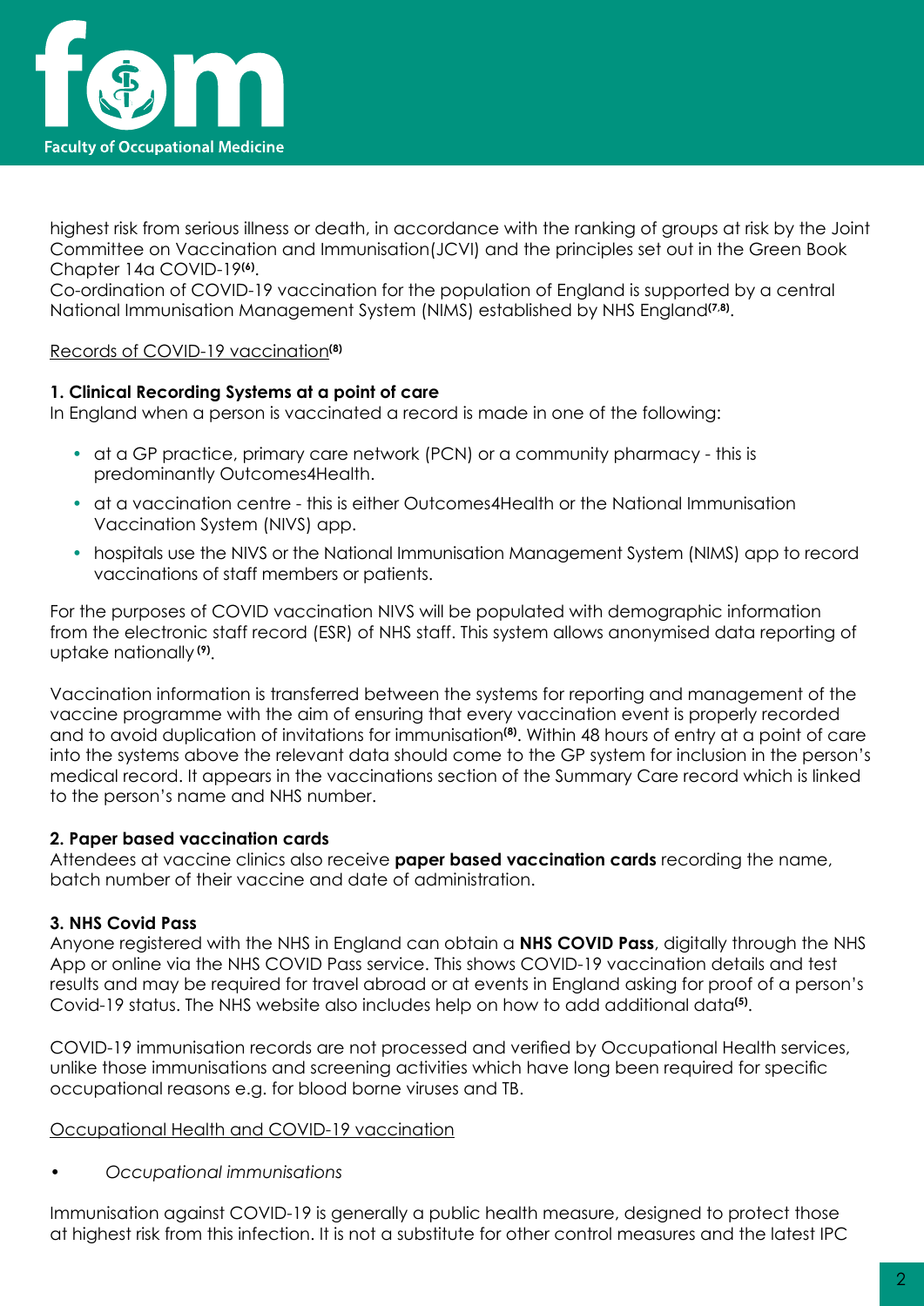highest risk from serious illness or death, in accordance with the ranking of groups at risk by the Joint Committee on Vaccination and Immunisation(JCVI) and the principles set out in the Green Book Chapter 14a COVID-19[6].

Co-ordination of COVID-19 vaccination for the population of England is supported by a central National Immunisation Management System (NIMS) established by NHS England[7,8].

Records of COVID-19 vaccination[8]

**1. Clinical Recording Systems at a point of care**

In England when a person is vaccinated a record is made in one of the following:

- at a GP practice, primary care network (PCN) or a community pharmacy - this is predominantly Outcomes4Health.
- at a vaccination centre - this is either Outcomes4Health or the National Immunisation Vaccination System (NIVS) app.
- hospitals use the NIVS or the National Immunisation Management System (NIMS) app to record vaccinations of staff members or patients.

For the purposes of COVID vaccination NIVS will be populated with demographic information from the electronic staff record (ESR) of NHS staff. This system allows anonymised data reporting of uptake nationally [9].

Vaccination information is transferred between the systems for reporting and management of the vaccine programme with the aim of ensuring that every vaccination event is properly recorded and to avoid duplication of invitations for immunisation[8]. Within 48 hours of entry at a point of care into the systems above the relevant data should come to the GP system for inclusion in the person's medical record. It appears in the vaccinations section of the Summary Care record which is linked to the person's name and NHS number.

**2. Paper based vaccination cards**

Attendees at vaccine clinics also receive **paper based vaccination cards** recording the name, batch number of their vaccine and date of administration.

**3. NHS Covid Pass**

Anyone registered with the NHS in England can obtain a **NHS COVID Pass**, digitally through the NHS App or online via the NHS COVID Pass service. This shows COVID-19 vaccination details and test results and may be required for travel abroad or at events in England asking for proof of a person's Covid-19 status. The NHS website also includes help on how to add additional data[5].

COVID-19 immunisation records are not processed and verified by Occupational Health services, unlike those immunisations and screening activities which have long been required for specific occupational reasons e.g. for blood borne viruses and TB.

Occupational Health and COVID-19 vaccination

- *Occupational immunisations*

Immunisation against COVID-19 is generally a public health measure, designed to protect those at highest risk from this infection. It is not a substitute for other control measures and the latest IPC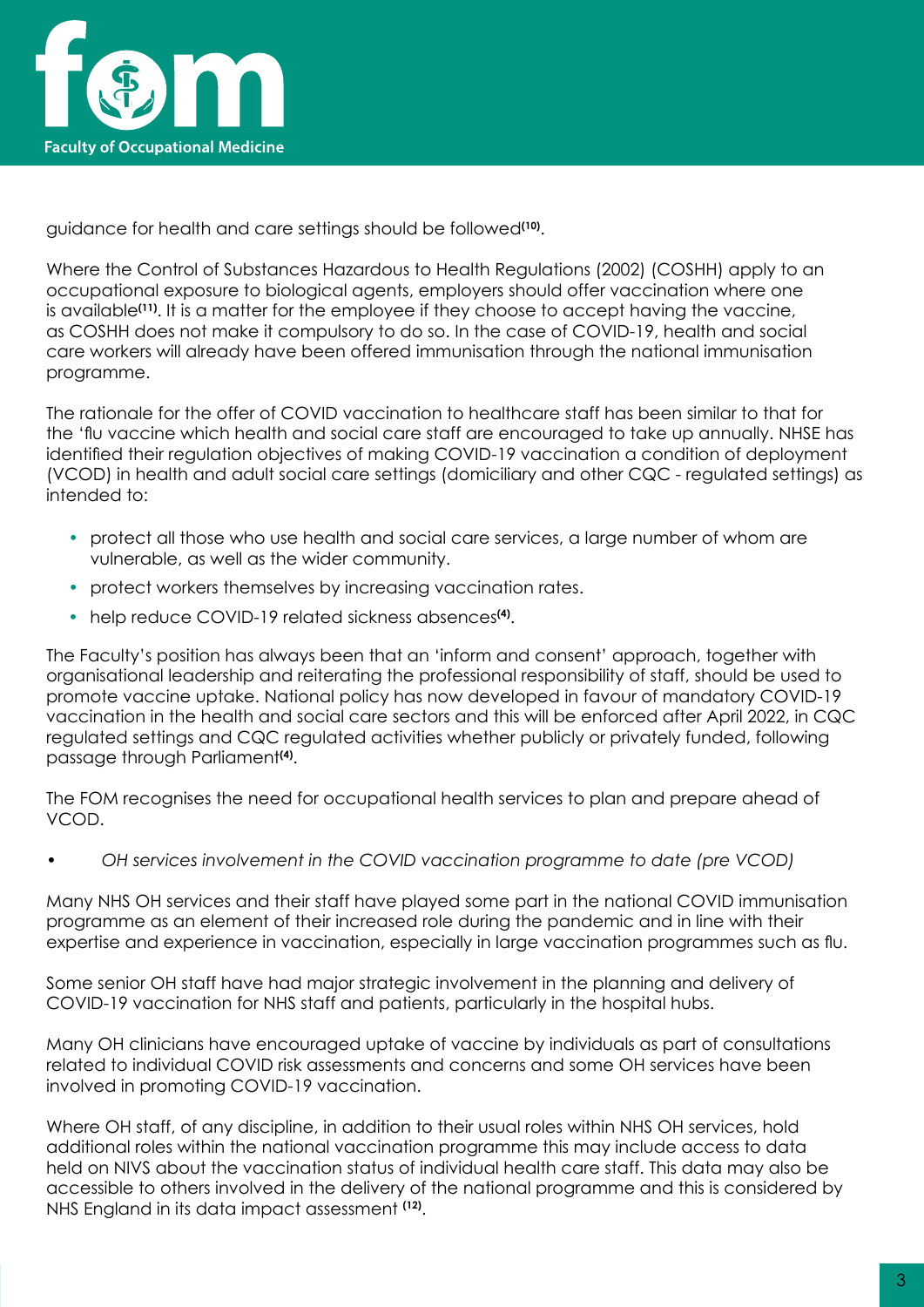guidance for health and care settings should be followed[10].

Where the Control of Substances Hazardous to Health Regulations (2002) (COSHH) apply to an occupational exposure to biological agents, employers should offer vaccination where one is available[11]. It is a matter for the employee if they choose to accept having the vaccine, as COSHH does not make it compulsory to do so. In the case of COVID-19, health and social care workers will already have been offered immunisation through the national immunisation programme.

The rationale for the offer of COVID vaccination to healthcare staff has been similar to that for the 'flu vaccine which health and social care staff are encouraged to take up annually. NHSE has identified their regulation objectives of making COVID-19 vaccination a condition of deployment (VCOD) in health and adult social care settings (domiciliary and other CQC - regulated settings) as intended to:

- protect all those who use health and social care services, a large number of whom are vulnerable, as well as the wider community.
- protect workers themselves by increasing vaccination rates.
- help reduce COVID-19 related sickness absences[4].

The Faculty's position has always been that an 'inform and consent' approach, together with organisational leadership and reiterating the professional responsibility of staff, should be used to promote vaccine uptake. National policy has now developed in favour of mandatory COVID-19 vaccination in the health and social care sectors and this will be enforced after April 2022, in CQC regulated settings and CQC regulated activities whether publicly or privately funded, following passage through Parliament[4].

The FOM recognises the need for occupational health services to plan and prepare ahead of VCOD.

- *OH services involvement in the COVID vaccination programme to date (pre VCOD)*

Many NHS OH services and their staff have played some part in the national COVID immunisation programme as an element of their increased role during the pandemic and in line with their expertise and experience in vaccination, especially in large vaccination programmes such as flu.

Some senior OH staff have had major strategic involvement in the planning and delivery of COVID-19 vaccination for NHS staff and patients, particularly in the hospital hubs.

Many OH clinicians have encouraged uptake of vaccine by individuals as part of consultations related to individual COVID risk assessments and concerns and some OH services have been involved in promoting COVID-19 vaccination.

Where OH staff, of any discipline, in addition to their usual roles within NHS OH services, hold additional roles within the national vaccination programme this may include access to data held on NIVS about the vaccination status of individual health care staff. This data may also be accessible to others involved in the delivery of the national programme and this is considered by NHS England in its data impact assessment [12].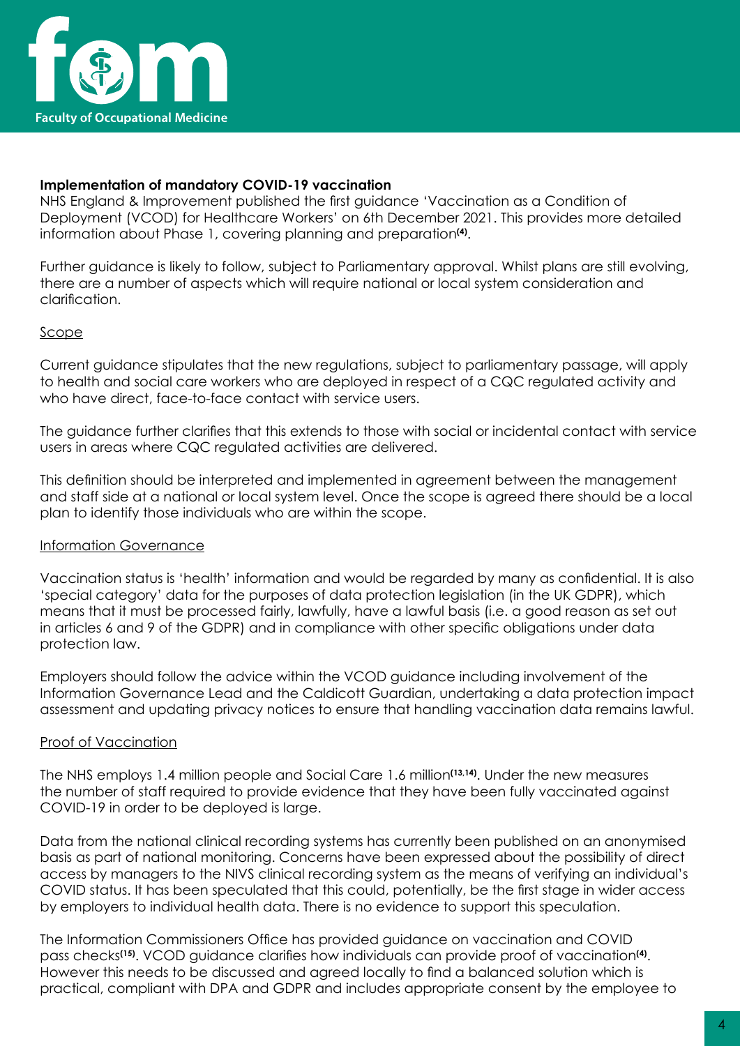**Implementation of mandatory COVID-19 vaccination**

NHS England & Improvement published the first guidance 'Vaccination as a Condition of Deployment (VCOD) for Healthcare Workers' on 6th December 2021. This provides more detailed information about Phase 1, covering planning and preparation[4].

Further guidance is likely to follow, subject to Parliamentary approval. Whilst plans are still evolving, there are a number of aspects which will require national or local system consideration and clarification.

Scope

Current guidance stipulates that the new regulations, subject to parliamentary passage, will apply to health and social care workers who are deployed in respect of a CQC regulated activity and who have direct, face-to-face contact with service users.

The guidance further clarifies that this extends to those with social or incidental contact with service users in areas where CQC regulated activities are delivered.

This definition should be interpreted and implemented in agreement between the management and staff side at a national or local system level. Once the scope is agreed there should be a local plan to identify those individuals who are within the scope.

Information Governance

Vaccination status is 'health' information and would be regarded by many as confidential. It is also 'special category' data for the purposes of data protection legislation (in the UK GDPR), which means that it must be processed fairly, lawfully, have a lawful basis (i.e. a good reason as set out in articles 6 and 9 of the GDPR) and in compliance with other specific obligations under data protection law.

Employers should follow the advice within the VCOD guidance including involvement of the Information Governance Lead and the Caldicott Guardian, undertaking a data protection impact assessment and updating privacy notices to ensure that handling vaccination data remains lawful.

Proof of Vaccination

The NHS employs 1.4 million people and Social Care 1.6 million[13,14]. Under the new measures the number of staff required to provide evidence that they have been fully vaccinated against COVID-19 in order to be deployed is large.

Data from the national clinical recording systems has currently been published on an anonymised basis as part of national monitoring. Concerns have been expressed about the possibility of direct access by managers to the NIVS clinical recording system as the means of verifying an individual's COVID status. It has been speculated that this could, potentially, be the first stage in wider access by employers to individual health data. There is no evidence to support this speculation.

The Information Commissioners Office has provided guidance on vaccination and COVID pass checks[15]. VCOD guidance clarifies how individuals can provide proof of vaccination[4]. However this needs to be discussed and agreed locally to find a balanced solution which is practical, compliant with DPA and GDPR and includes appropriate consent by the employee to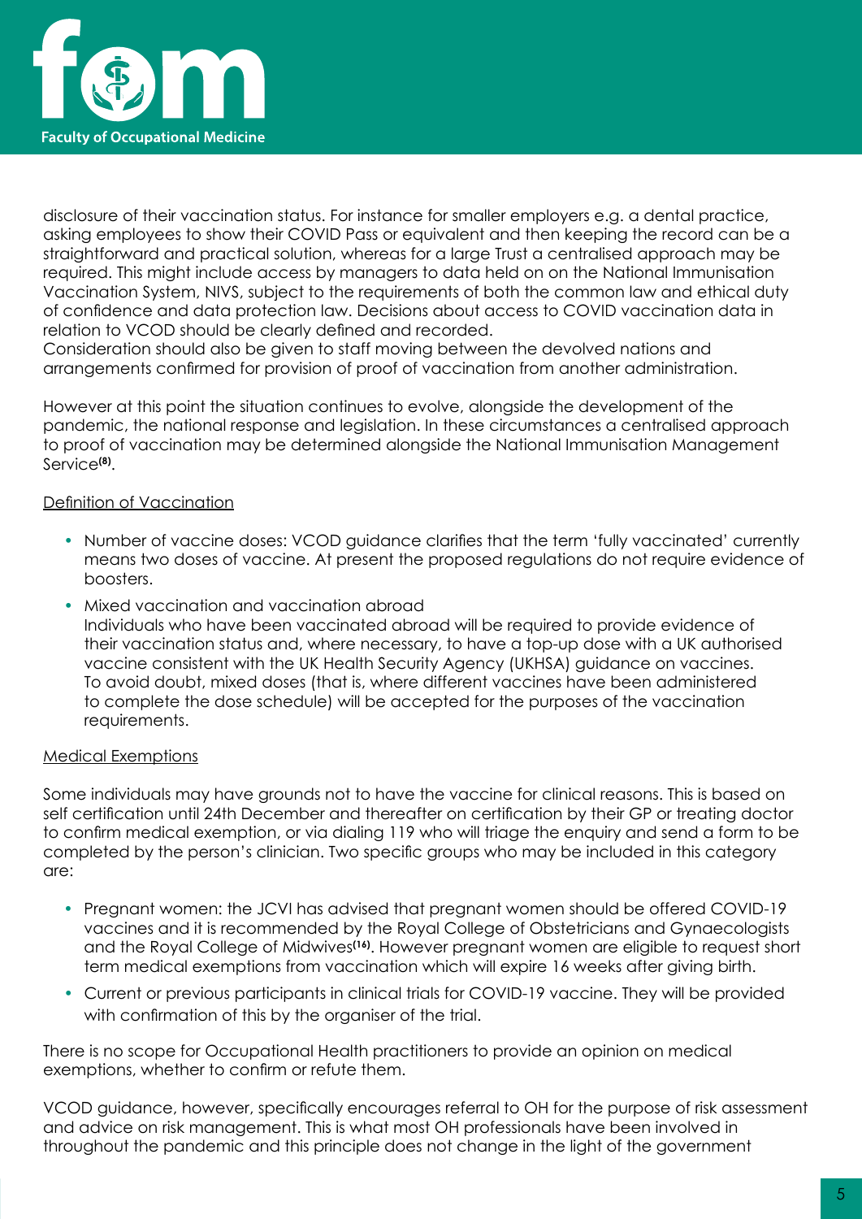disclosure of their vaccination status. For instance for smaller employers e.g. a dental practice, asking employees to show their COVID Pass or equivalent and then keeping the record can be a straightforward and practical solution, whereas for a large Trust a centralised approach may be required. This might include access by managers to data held on on the National Immunisation Vaccination System, NIVS, subject to the requirements of both the common law and ethical duty of confidence and data protection law. Decisions about access to COVID vaccination data in relation to VCOD should be clearly defined and recorded.
Consideration should also be given to staff moving between the devolved nations and arrangements confirmed for provision of proof of vaccination from another administration.

However at this point the situation continues to evolve, alongside the development of the pandemic, the national response and legislation. In these circumstances a centralised approach to proof of vaccination may be determined alongside the National Immunisation Management Service[8].

Definition of Vaccination

- Number of vaccine doses: VCOD guidance clarifies that the term 'fully vaccinated' currently means two doses of vaccine. At present the proposed regulations do not require evidence of boosters.
- Mixed vaccination and vaccination abroad
  Individuals who have been vaccinated abroad will be required to provide evidence of their vaccination status and, where necessary, to have a top-up dose with a UK authorised vaccine consistent with the UK Health Security Agency (UKHSA) guidance on vaccines. To avoid doubt, mixed doses (that is, where different vaccines have been administered to complete the dose schedule) will be accepted for the purposes of the vaccination requirements.

Medical Exemptions

Some individuals may have grounds not to have the vaccine for clinical reasons. This is based on self certification until 24th December and thereafter on certification by their GP or treating doctor to confirm medical exemption, or via dialing 119 who will triage the enquiry and send a form to be completed by the person's clinician. Two specific groups who may be included in this category are:

- Pregnant women: the JCVI has advised that pregnant women should be offered COVID-19 vaccines and it is recommended by the Royal College of Obstetricians and Gynaecologists and the Royal College of Midwives[16]. However pregnant women are eligible to request short term medical exemptions from vaccination which will expire 16 weeks after giving birth.
- Current or previous participants in clinical trials for COVID-19 vaccine. They will be provided with confirmation of this by the organiser of the trial.

There is no scope for Occupational Health practitioners to provide an opinion on medical exemptions, whether to confirm or refute them.

VCOD guidance, however, specifically encourages referral to OH for the purpose of risk assessment and advice on risk management. This is what most OH professionals have been involved in throughout the pandemic and this principle does not change in the light of the government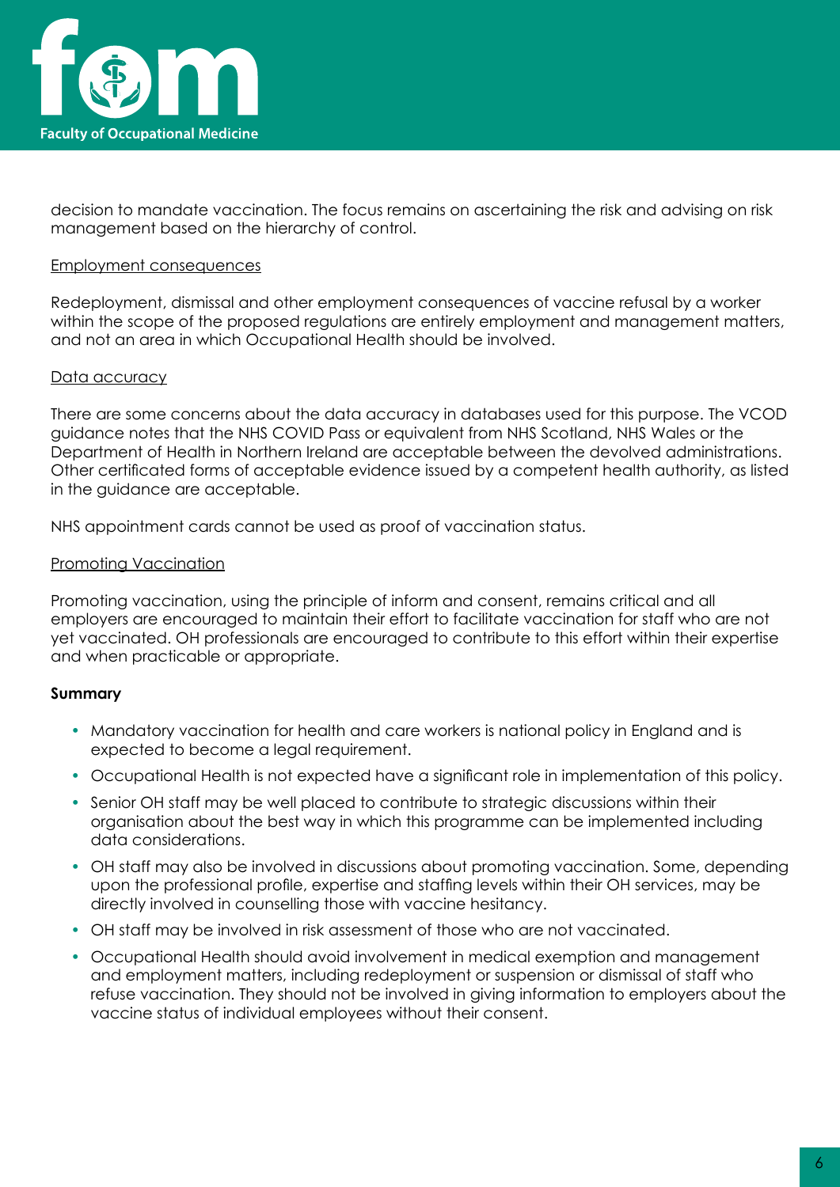decision to mandate vaccination. The focus remains on ascertaining the risk and advising on risk management based on the hierarchy of control.

Employment consequences

Redeployment, dismissal and other employment consequences of vaccine refusal by a worker within the scope of the proposed regulations are entirely employment and management matters, and not an area in which Occupational Health should be involved.

Data accuracy

There are some concerns about the data accuracy in databases used for this purpose. The VCOD guidance notes that the NHS COVID Pass or equivalent from NHS Scotland, NHS Wales or the Department of Health in Northern Ireland are acceptable between the devolved administrations. Other certificated forms of acceptable evidence issued by a competent health authority, as listed in the guidance are acceptable.

NHS appointment cards cannot be used as proof of vaccination status.

Promoting Vaccination

Promoting vaccination, using the principle of inform and consent, remains critical and all employers are encouraged to maintain their effort to facilitate vaccination for staff who are not yet vaccinated. OH professionals are encouraged to contribute to this effort within their expertise and when practicable or appropriate.

**Summary**

- Mandatory vaccination for health and care workers is national policy in England and is expected to become a legal requirement.
- Occupational Health is not expected have a significant role in implementation of this policy.
- Senior OH staff may be well placed to contribute to strategic discussions within their organisation about the best way in which this programme can be implemented including data considerations.
- OH staff may also be involved in discussions about promoting vaccination. Some, depending upon the professional profile, expertise and staffing levels within their OH services, may be directly involved in counselling those with vaccine hesitancy.
- OH staff may be involved in risk assessment of those who are not vaccinated.
- Occupational Health should avoid involvement in medical exemption and management and employment matters, including redeployment or suspension or dismissal of staff who refuse vaccination. They should not be involved in giving information to employers about the vaccine status of individual employees without their consent.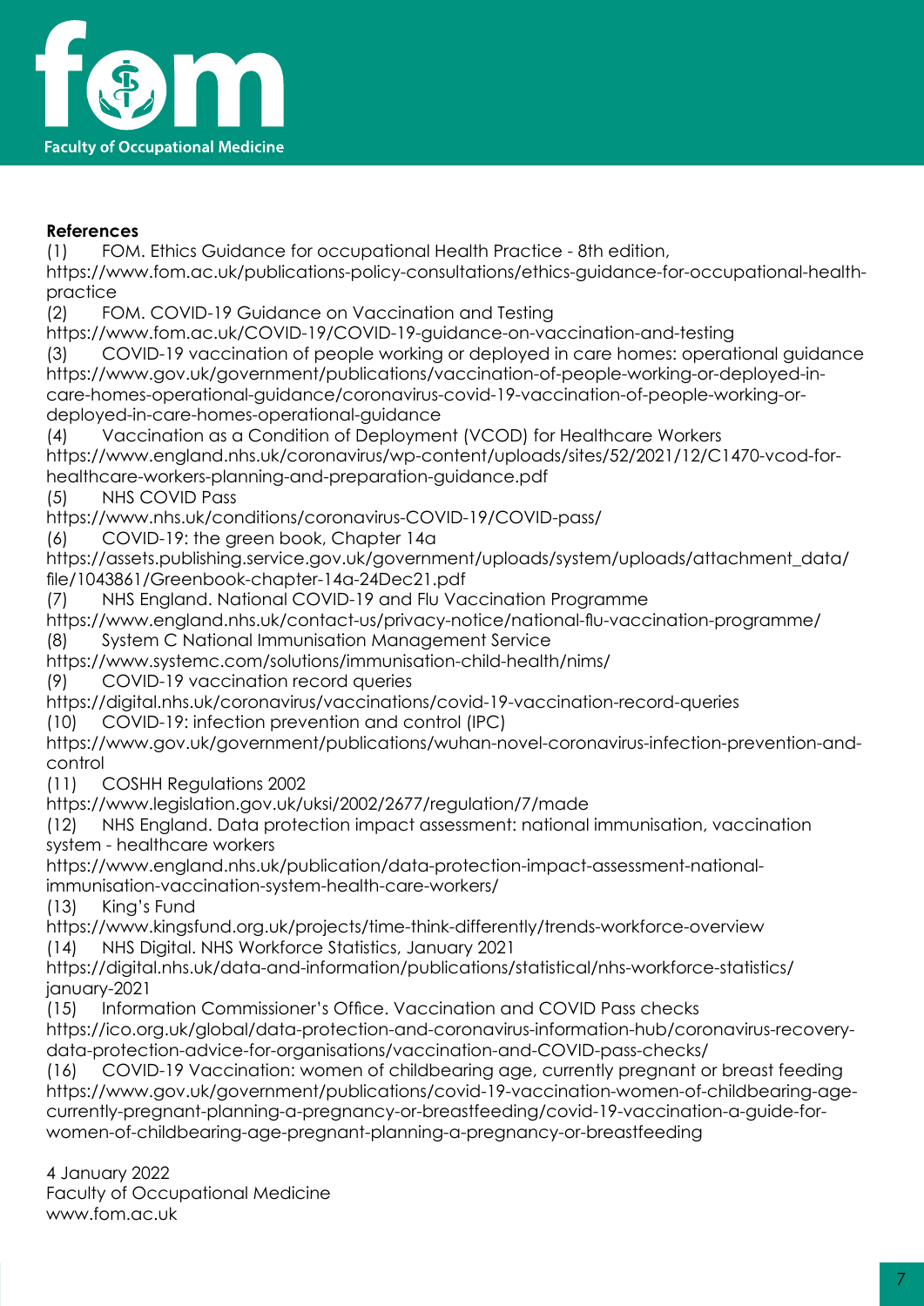**References**

(1) FOM. Ethics Guidance for occupational Health Practice - 8th edition, https://www.fom.ac.uk/publications-policy-consultations/ethics-guidance-for-occupational-health-practice

(2) FOM. COVID-19 Guidance on Vaccination and Testing https://www.fom.ac.uk/COVID-19/COVID-19-guidance-on-vaccination-and-testing

(3) COVID-19 vaccination of people working or deployed in care homes: operational guidance https://www.gov.uk/government/publications/vaccination-of-people-working-or-deployed-in-care-homes-operational-guidance/coronavirus-covid-19-vaccination-of-people-working-or-deployed-in-care-homes-operational-guidance

(4) Vaccination as a Condition of Deployment (VCOD) for Healthcare Workers https://www.england.nhs.uk/coronavirus/wp-content/uploads/sites/52/2021/12/C1470-vcod-for-healthcare-workers-planning-and-preparation-guidance.pdf

(5) NHS COVID Pass https://www.nhs.uk/conditions/coronavirus-COVID-19/COVID-pass/

(6) COVID-19: the green book, Chapter 14a https://assets.publishing.service.gov.uk/government/uploads/system/uploads/attachment_data/file/1043861/Greenbook-chapter-14a-24Dec21.pdf

(7) NHS England. National COVID-19 and Flu Vaccination Programme https://www.england.nhs.uk/contact-us/privacy-notice/national-flu-vaccination-programme/

(8) System C National Immunisation Management Service https://www.systemc.com/solutions/immunisation-child-health/nims/

(9) COVID-19 vaccination record queries https://digital.nhs.uk/coronavirus/vaccinations/covid-19-vaccination-record-queries

(10) COVID-19: infection prevention and control (IPC) https://www.gov.uk/government/publications/wuhan-novel-coronavirus-infection-prevention-and-control

(11) COSHH Regulations 2002 https://www.legislation.gov.uk/uksi/2002/2677/regulation/7/made

(12) NHS England. Data protection impact assessment: national immunisation, vaccination system - healthcare workers https://www.england.nhs.uk/publication/data-protection-impact-assessment-national-immunisation-vaccination-system-health-care-workers/

(13) King's Fund https://www.kingsfund.org.uk/projects/time-think-differently/trends-workforce-overview

(14) NHS Digital. NHS Workforce Statistics, January 2021 https://digital.nhs.uk/data-and-information/publications/statistical/nhs-workforce-statistics/january-2021

(15) Information Commissioner's Office. Vaccination and COVID Pass checks https://ico.org.uk/global/data-protection-and-coronavirus-information-hub/coronavirus-recovery-data-protection-advice-for-organisations/vaccination-and-COVID-pass-checks/

(16) COVID-19 Vaccination: women of childbearing age, currently pregnant or breast feeding https://www.gov.uk/government/publications/covid-19-vaccination-women-of-childbearing-age-currently-pregnant-planning-a-pregnancy-or-breastfeeding/covid-19-vaccination-a-guide-for-women-of-childbearing-age-pregnant-planning-a-pregnancy-or-breastfeeding

4 January 2022
Faculty of Occupational Medicine
www.fom.ac.uk